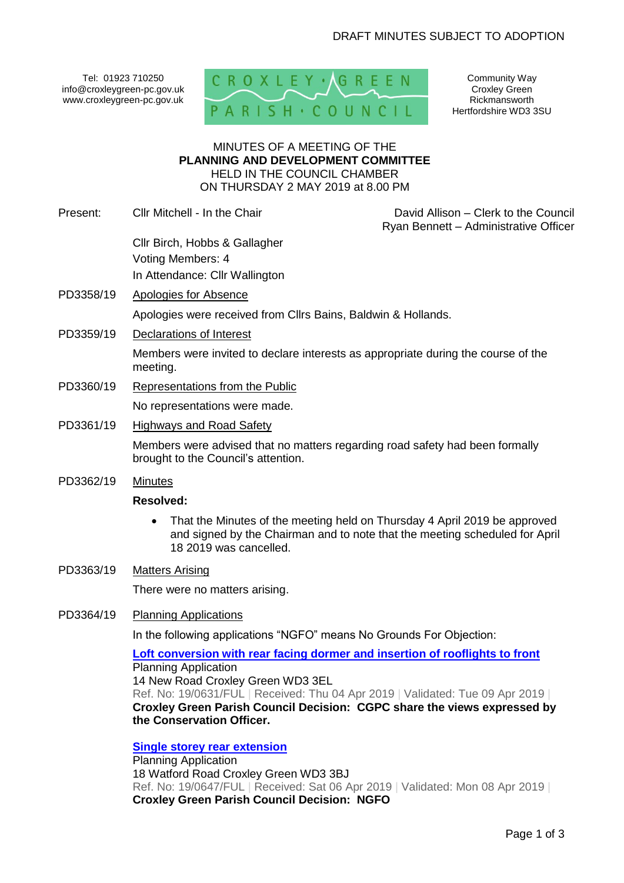DRAFT MINUTES SUBJECT TO ADOPTION

Tel: 01923 710250
info@croxleygreen-pc.gov.uk
www.croxleygreen-pc.gov.uk

CROXLEY GREEN PARISH COUNCIL

Community Way
Croxley Green
Rickmansworth
Hertfordshire WD3 3SU

MINUTES OF A MEETING OF THE
**PLANNING AND DEVELOPMENT COMMITTEE**
HELD IN THE COUNCIL CHAMBER
ON THURSDAY 2 MAY 2019 at 8.00 PM

Present: Cllr Mitchell - In the Chair

David Allison – Clerk to the Council
Ryan Bennett – Administrative Officer

Cllr Birch, Hobbs & Gallagher
Voting Members: 4
In Attendance: Cllr Wallington

PD3358/19 Apologies for Absence

Apologies were received from Cllrs Bains, Baldwin & Hollands.

PD3359/19 Declarations of Interest

Members were invited to declare interests as appropriate during the course of the meeting.

PD3360/19 Representations from the Public

No representations were made.

PD3361/19 Highways and Road Safety

Members were advised that no matters regarding road safety had been formally brought to the Council's attention.

PD3362/19 Minutes

**Resolved:**

- That the Minutes of the meeting held on Thursday 4 April 2019 be approved and signed by the Chairman and to note that the meeting scheduled for April 18 2019 was cancelled.

PD3363/19 Matters Arising

There were no matters arising.

PD3364/19 Planning Applications

In the following applications "NGFO" means No Grounds For Objection:

**Loft conversion with rear facing dormer and insertion of rooflights to front**
Planning Application
14 New Road Croxley Green WD3 3EL
Ref. No: 19/0631/FUL | Received: Thu 04 Apr 2019 | Validated: Tue 09 Apr 2019 |
**Croxley Green Parish Council Decision: CGPC share the views expressed by the Conservation Officer.**

**Single storey rear extension**
Planning Application
18 Watford Road Croxley Green WD3 3BJ
Ref. No: 19/0647/FUL | Received: Sat 06 Apr 2019 | Validated: Mon 08 Apr 2019 |
**Croxley Green Parish Council Decision: NGFO**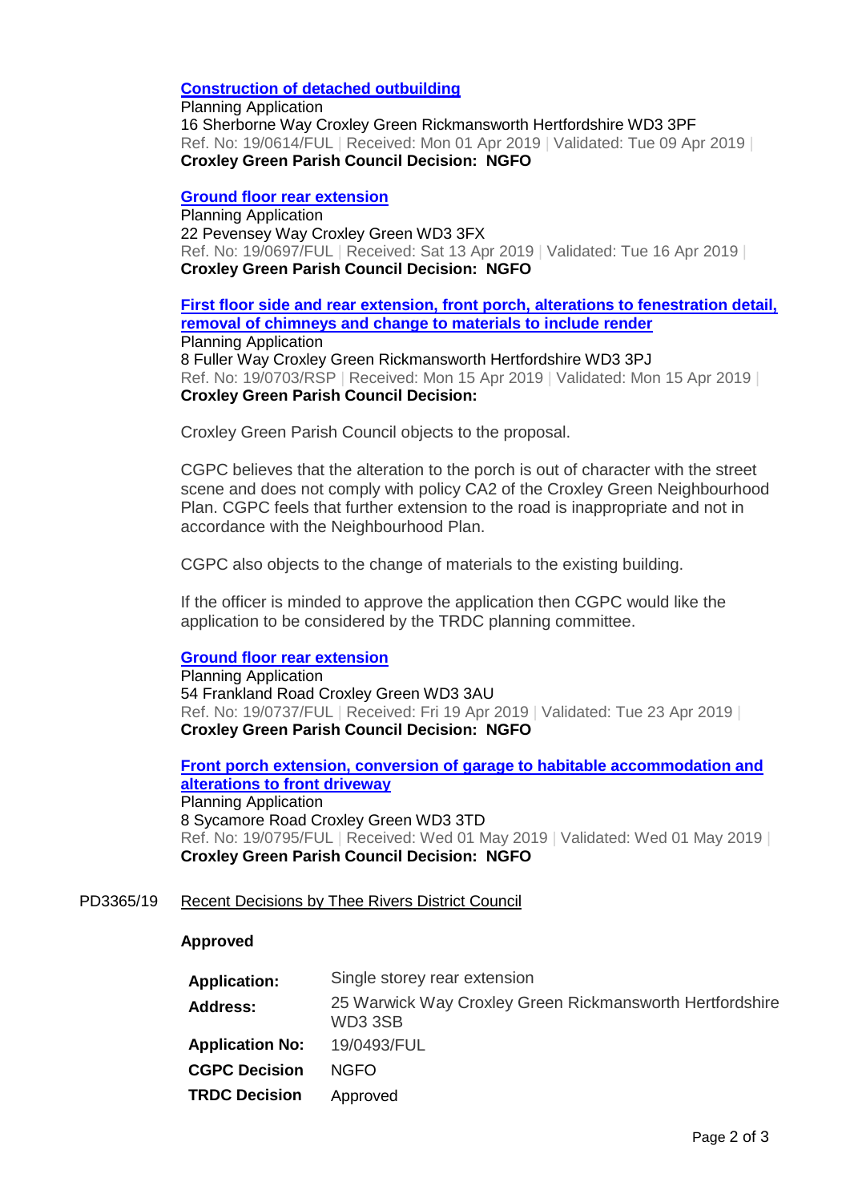**[Construction of detached outbuilding]**
Planning Application
16 Sherborne Way Croxley Green Rickmansworth Hertfordshire WD3 3PF
Ref. No: 19/0614/FUL | Received: Mon 01 Apr 2019 | Validated: Tue 09 Apr 2019 |
**Croxley Green Parish Council Decision: NGFO**

**[Ground floor rear extension]**
Planning Application
22 Pevensey Way Croxley Green WD3 3FX
Ref. No: 19/0697/FUL | Received: Sat 13 Apr 2019 | Validated: Tue 16 Apr 2019 |
**Croxley Green Parish Council Decision: NGFO**

**[First floor side and rear extension, front porch, alterations to fenestration detail, removal of chimneys and change to materials to include render]**
Planning Application
8 Fuller Way Croxley Green Rickmansworth Hertfordshire WD3 3PJ
Ref. No: 19/0703/RSP | Received: Mon 15 Apr 2019 | Validated: Mon 15 Apr 2019 |
**Croxley Green Parish Council Decision:**

Croxley Green Parish Council objects to the proposal.

CGPC believes that the alteration to the porch is out of character with the street scene and does not comply with policy CA2 of the Croxley Green Neighbourhood Plan. CGPC feels that further extension to the road is inappropriate and not in accordance with the Neighbourhood Plan.

CGPC also objects to the change of materials to the existing building.

If the officer is minded to approve the application then CGPC would like the application to be considered by the TRDC planning committee.

**[Ground floor rear extension]**
Planning Application
54 Frankland Road Croxley Green WD3 3AU
Ref. No: 19/0737/FUL | Received: Fri 19 Apr 2019 | Validated: Tue 23 Apr 2019 |
**Croxley Green Parish Council Decision: NGFO**

**[Front porch extension, conversion of garage to habitable accommodation and alterations to front driveway]**
Planning Application
8 Sycamore Road Croxley Green WD3 3TD
Ref. No: 19/0795/FUL | Received: Wed 01 May 2019 | Validated: Wed 01 May 2019 |
**Croxley Green Parish Council Decision: NGFO**

PD3365/19 Recent Decisions by Thee Rivers District Council

**Approved**

| | |
|---|---|
| **Application:** | Single storey rear extension |
| **Address:** | 25 Warwick Way Croxley Green Rickmansworth Hertfordshire WD3 3SB |
| **Application No:** | 19/0493/FUL |
| **CGPC Decision** | NGFO |
| **TRDC Decision** | Approved |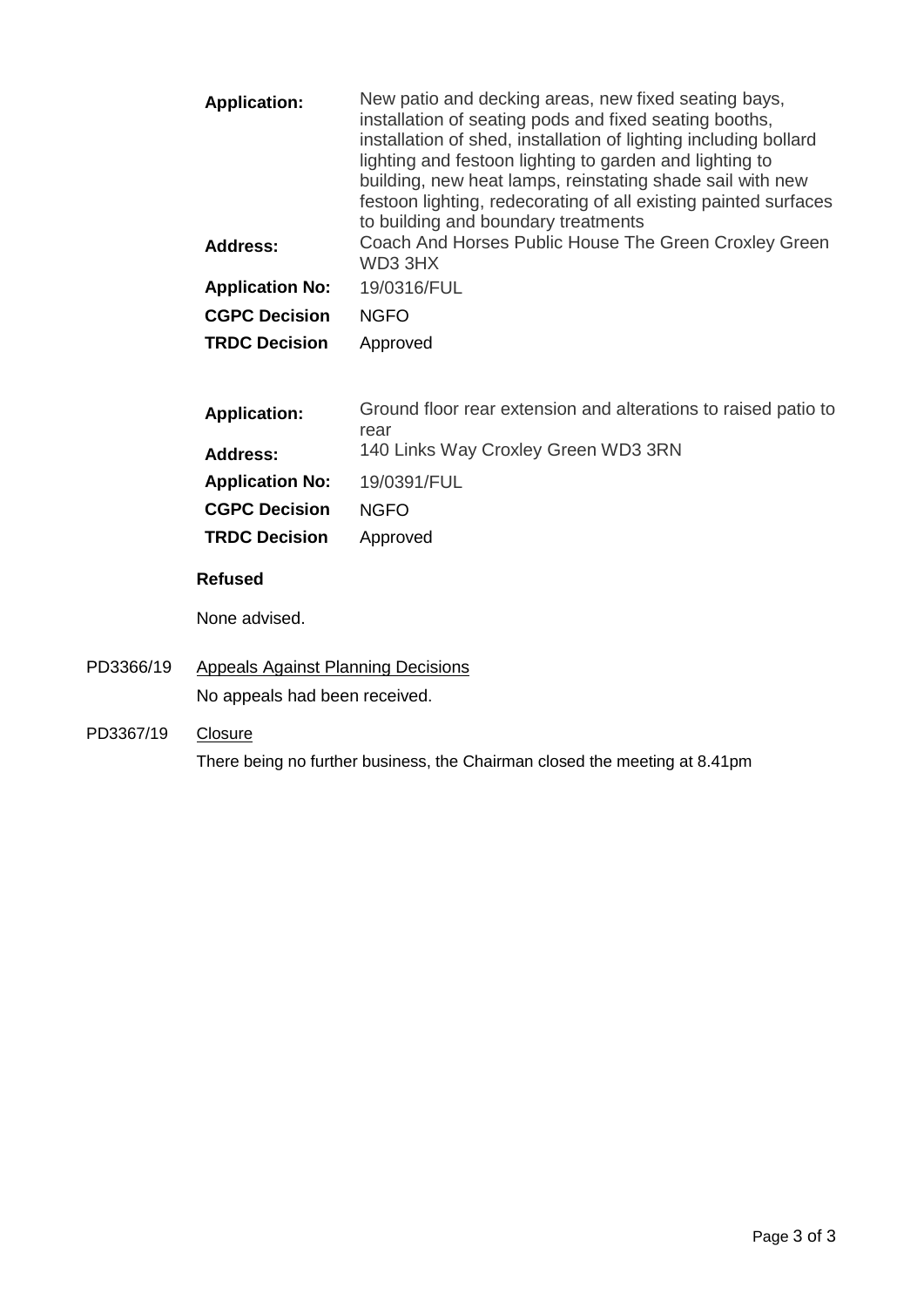| | |
|---|---|
| **Application:** | New patio and decking areas, new fixed seating bays, installation of seating pods and fixed seating booths, installation of shed, installation of lighting including bollard lighting and festoon lighting to garden and lighting to building, new heat lamps, reinstating shade sail with new festoon lighting, redecorating of all existing painted surfaces to building and boundary treatments |
| **Address:** | Coach And Horses Public House The Green Croxley Green WD3 3HX |
| **Application No:** | 19/0316/FUL |
| **CGPC Decision** | NGFO |
| **TRDC Decision** | Approved |

| | |
|---|---|
| **Application:** | Ground floor rear extension and alterations to raised patio to rear |
| **Address:** | 140 Links Way Croxley Green WD3 3RN |
| **Application No:** | 19/0391/FUL |
| **CGPC Decision** | NGFO |
| **TRDC Decision** | Approved |

**Refused**

None advised.

PD3366/19 Appeals Against Planning Decisions

No appeals had been received.

PD3367/19 Closure

There being no further business, the Chairman closed the meeting at 8.41pm